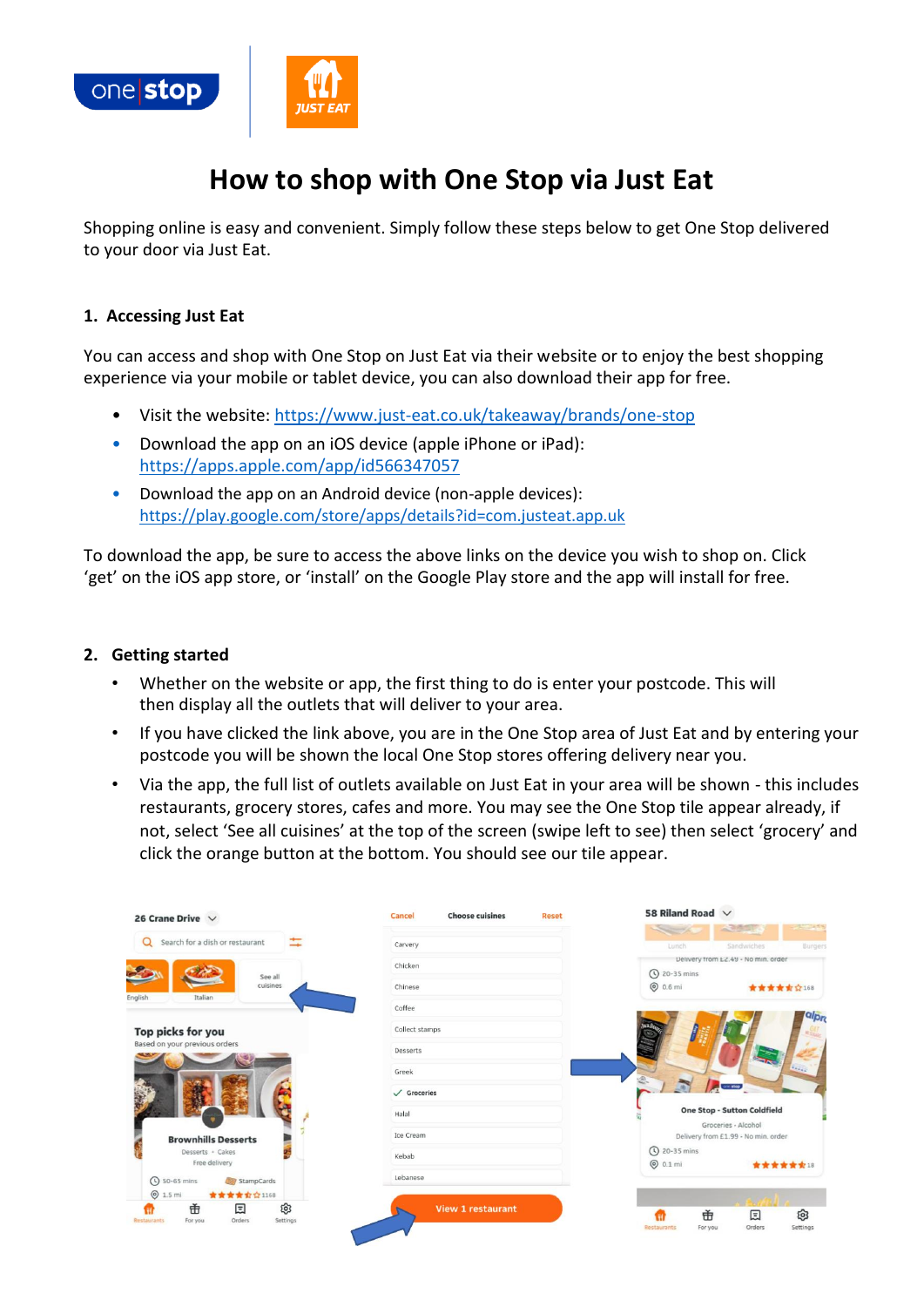# How to shop with One Stop via Just Eat

Shopping online is easy and convenient. Simply follow these steps below to get One Stop delivered to your door via Just Eat.

## 1. Accessing Just Eat

You can access and shop with One Stop on Just Eat via their website or to enjoy the best shopping experience via your mobile or tablet device, you can also download their app for free.

- Visit the website: https://www.just-eat.co.uk/takeaway/brands/one-stop
- Download the app on an iOS device (apple iPhone or iPad): https://apps.apple.com/app/id566347057
- Download the app on an Android device (non-apple devices): https://play.google.com/store/apps/details?id=com.justeat.app.uk

To download the app, be sure to access the above links on the device you wish to shop on. Click 'get' on the iOS app store, or 'install' on the Google Play store and the app will install for free.

## 2. Getting started

- Whether on the website or app, the first thing to do is enter your postcode. This will then display all the outlets that will deliver to your area.
- If you have clicked the link above, you are in the One Stop area of Just Eat and by entering your postcode you will be shown the local One Stop stores offering delivery near you.
- Via the app, the full list of outlets available on Just Eat in your area will be shown - this includes restaurants, grocery stores, cafes and more. You may see the One Stop tile appear already, if not, select 'See all cuisines' at the top of the screen (swipe left to see) then select 'grocery' and click the orange button at the bottom. You should see our tile appear.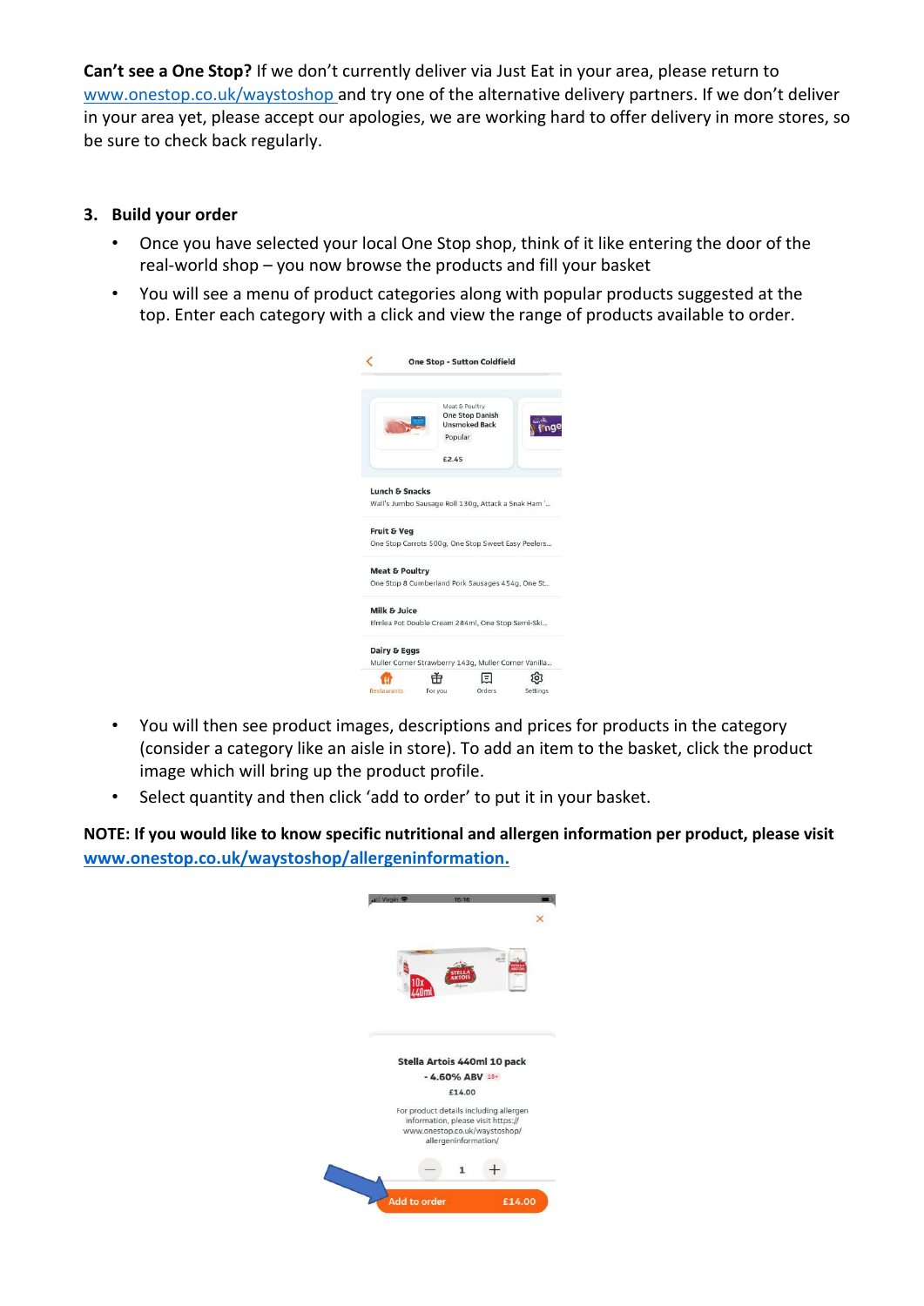**Can't see a One Stop?** If we don't currently deliver via Just Eat in your area, please return to [www.onestop.co.uk/waystoshop](www.onestop.co.uk/waystoshop) and try one of the alternative delivery partners. If we don't deliver in your area yet, please accept our apologies, we are working hard to offer delivery in more stores, so be sure to check back regularly.

### 3. Build your order

- Once you have selected your local One Stop shop, think of it like entering the door of the real-world shop – you now browse the products and fill your basket
- You will see a menu of product categories along with popular products suggested at the top. Enter each category with a click and view the range of products available to order.

- You will then see product images, descriptions and prices for products in the category (consider a category like an aisle in store). To add an item to the basket, click the product image which will bring up the product profile.
- Select quantity and then click 'add to order' to put it in your basket.

**NOTE: If you would like to know specific nutritional and allergen information per product, please visit [www.onestop.co.uk/waystoshop/allergeninformation.](www.onestop.co.uk/waystoshop/allergeninformation)**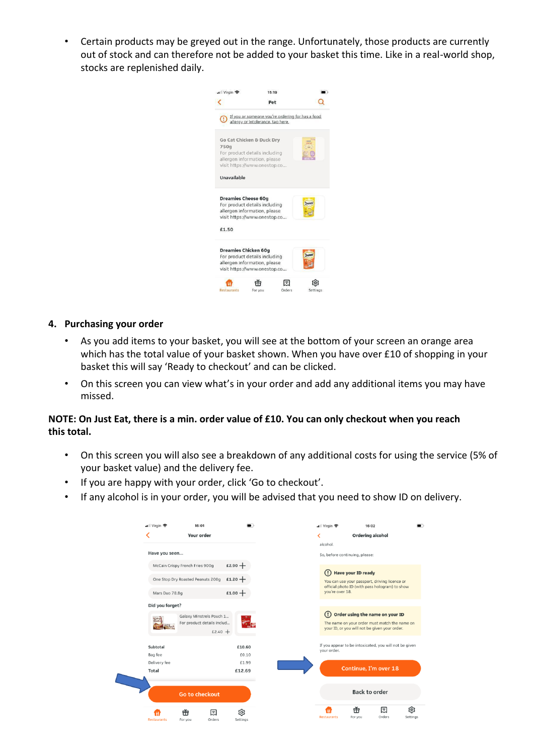- Certain products may be greyed out in the range. Unfortunately, those products are currently out of stock and can therefore not be added to your basket this time. Like in a real-world shop, stocks are replenished daily.

## 4. Purchasing your order

- As you add items to your basket, you will see at the bottom of your screen an orange area which has the total value of your basket shown. When you have over £10 of shopping in your basket this will say 'Ready to checkout' and can be clicked.
- On this screen you can view what's in your order and add any additional items you may have missed.

**NOTE: On Just Eat, there is a min. order value of £10. You can only checkout when you reach this total.**

- On this screen you will also see a breakdown of any additional costs for using the service (5% of your basket value) and the delivery fee.
- If you are happy with your order, click 'Go to checkout'.
- If any alcohol is in your order, you will be advised that you need to show ID on delivery.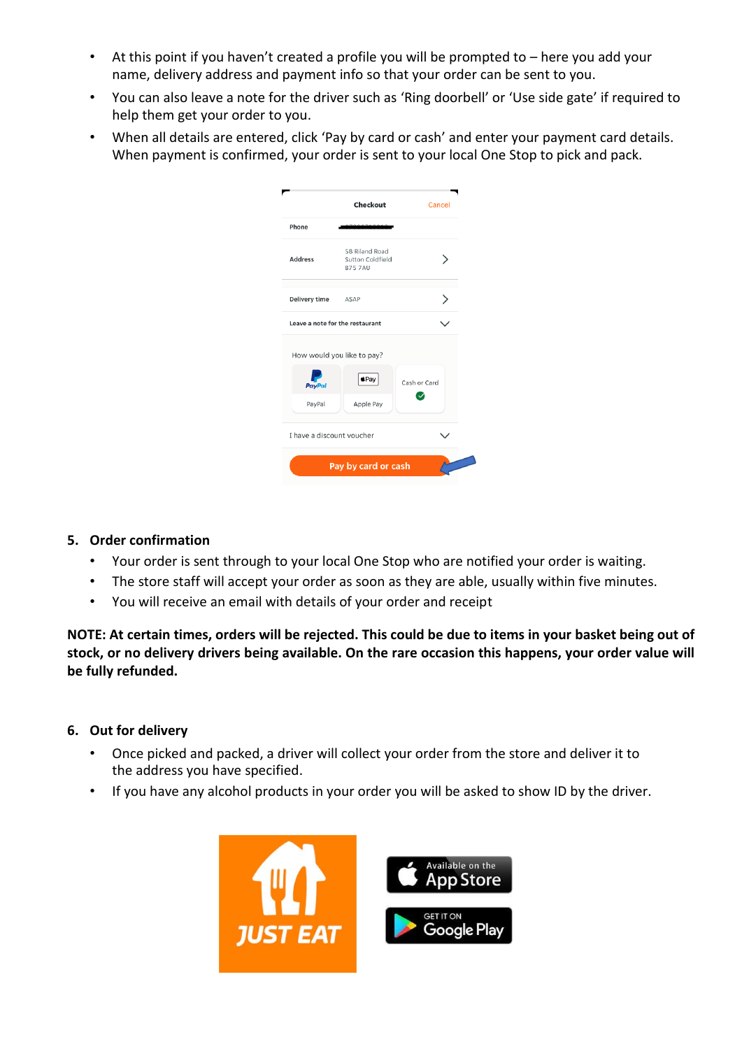- At this point if you haven't created a profile you will be prompted to – here you add your name, delivery address and payment info so that your order can be sent to you.
- You can also leave a note for the driver such as 'Ring doorbell' or 'Use side gate' if required to help them get your order to you.
- When all details are entered, click 'Pay by card or cash' and enter your payment card details. When payment is confirmed, your order is sent to your local One Stop to pick and pack.

5. **Order confirmation**
   - Your order is sent through to your local One Stop who are notified your order is waiting.
   - The store staff will accept your order as soon as they are able, usually within five minutes.
   - You will receive an email with details of your order and receipt

**NOTE: At certain times, orders will be rejected. This could be due to items in your basket being out of stock, or no delivery drivers being available. On the rare occasion this happens, your order value will be fully refunded.**

6. **Out for delivery**
   - Once picked and packed, a driver will collect your order from the store and deliver it to the address you have specified.
   - If you have any alcohol products in your order you will be asked to show ID by the driver.